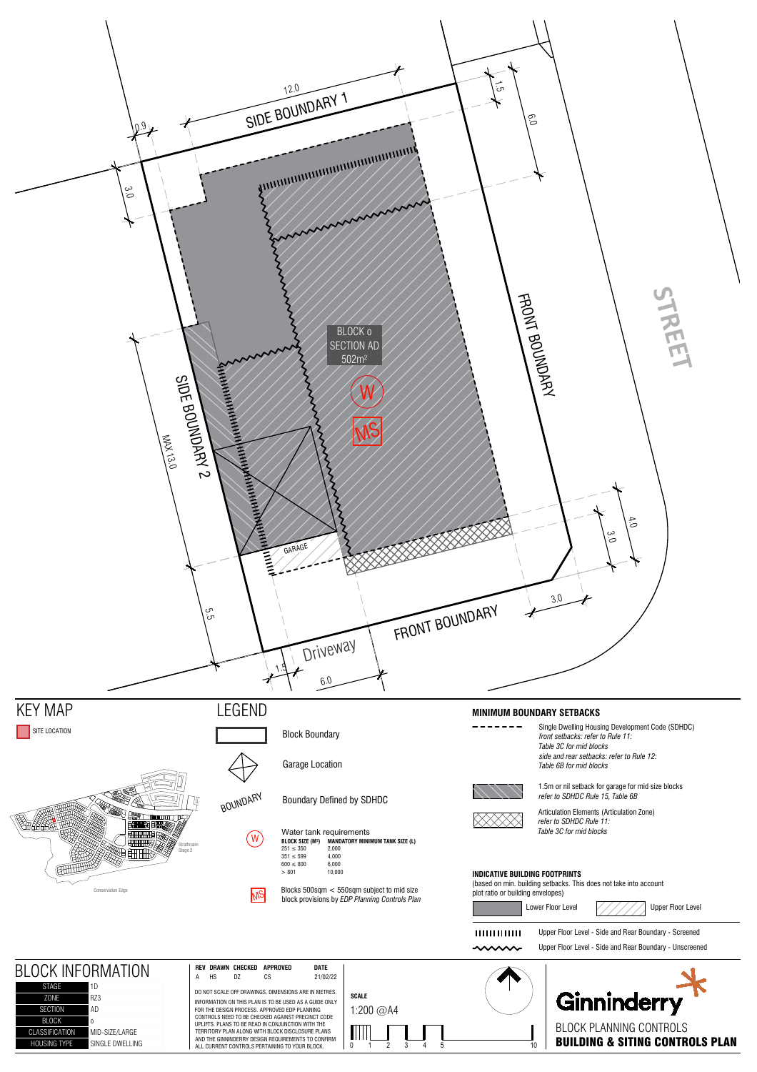SIDE BOUNDARY 1

12.0

0.9

3.0

1.5

6.0

STREET

FRONT BOUNDARY

BLOCK 0
SECTION AD
502m²

W

MS

SIDE BOUNDARY 2

MAX 13.0

GARAGE

4.0

3.0

3.0

5.5

1.5

Driveway

6.0

FRONT BOUNDARY

## KEY MAP

SITE LOCATION

Strathnairn Stage 2

Conservation Edge

## LEGEND

Block Boundary

Garage Location

BOUNDARY — Boundary Defined by SDHDC

W — Water tank requirements

| BLOCK SIZE (M²) | MANDATORY MINIMUM TANK SIZE (L) |
|---|---|
| 251 ≤ 350 | 2,000 |
| 351 ≤ 599 | 4,000 |
| 600 ≤ 800 | 6,000 |
| > 801 | 10,000 |

MS — Blocks 500sqm < 550sqm subject to mid size block provisions by *EDP Planning Controls Plan*

## MINIMUM BOUNDARY SETBACKS

Single Dwelling Housing Development Code (SDHDC)
*front setbacks: refer to Rule 11: Table 3C for mid blocks*
*side and rear setbacks: refer to Rule 12: Table 6B for mid blocks*

1.5m or nil setback for garage for mid size blocks
*refer to SDHDC Rule 15, Table 6B*

Articulation Elements (Articulation Zone)
*refer to SDHDC Rule 11: Table 3C for mid blocks*

### INDICATIVE BUILDING FOOTPRINTS

(based on min. building setbacks. This does not take into account plot ratio or building envelopes)

Lower Floor Level

Upper Floor Level

Upper Floor Level - Side and Rear Boundary - Screened

Upper Floor Level - Side and Rear Boundary - Unscreened

## BLOCK INFORMATION

| | |
|---|---|
| STAGE | 1D |
| ZONE | RZ3 |
| SECTION | AD |
| BLOCK | 0 |
| CLASSIFICATION | MID-SIZE/LARGE |
| HOUSING TYPE | SINGLE DWELLING |

| REV | DRAWN | CHECKED | APPROVED | DATE |
|---|---|---|---|---|
| A | HS | DZ | CS | 21/02/22 |

DO NOT SCALE OFF DRAWINGS. DIMENSIONS ARE IN METRES.

INFORMATION ON THIS PLAN IS TO BE USED AS A GUIDE ONLY FOR THE DESIGN PROCESS. APPROVED EDP PLANNING CONTROLS NEED TO BE CHECKED AGAINST PRECINCT CODE UPLIFTS. PLANS TO BE READ IN CONJUNCTION WITH THE TERRITORY PLAN ALONG WITH BLOCK DISCLOSURE PLANS AND THE GINNINDERRY DESIGN REQUIREMENTS TO CONFIRM ALL CURRENT CONTROLS PERTAINING TO YOUR BLOCK.

**SCALE**

1:200 @A4

0 1 2 3 4 5 10

Ginninderry

BLOCK PLANNING CONTROLS

**BUILDING & SITING CONTROLS PLAN**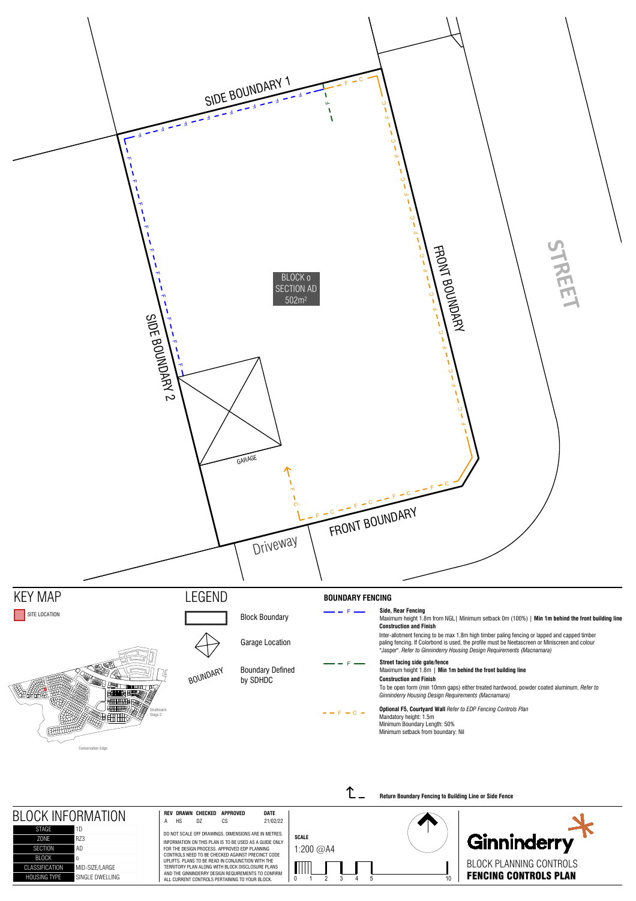SIDE BOUNDARY 1

SIDE BOUNDARY 2

FRONT BOUNDARY

FRONT BOUNDARY

STREET

BLOCK 0
SECTION AD
502m²

GARAGE

Driveway

## KEY MAP

SITE LOCATION

Strathnairn Stage 2

Conservation Edge

## LEGEND

Block Boundary

Garage Location

BOUNDARY — Boundary Defined by SDHDC

## BOUNDARY FENCING

**Side, Rear Fencing**
Maximum height 1.8m from NGL | Minimum setback 0m (100%) | **Min 1m behind the front building line**
**Construction and Finish**
Inter-allotment fencing to be max 1.8m high timber paling fencing or lapped and capped timber paling fencing. If Colorbond is used, the profile must be Neetascreen or Miniscreen and colour "Jasper". *Refer to Ginninderry Housing Design Requirements (Macnamara)*

**Street facing side gate/fence**
Maximum height 1.8m | **Min 1m behind the front building line**
**Construction and Finish**
To be open form (min 10mm gaps) either treated hardwood, powder coated aluminum. *Refer to Ginninderry Housing Design Requirements (Macnamara)*

**Optional F5, Courtyard Wall** *Refer to EDP Fencing Controls Plan*
Mandatory height: 1.5m
Minimum Boundary Length: 50%
Minimum setback from boundary: Nil

**Return Boundary Fencing to Building Line or Side Fence**

## BLOCK INFORMATION

| | |
|---|---|
| STAGE | 1D |
| ZONE | RZ3 |
| SECTION | AD |
| BLOCK | 0 |
| CLASSIFICATION | MID-SIZE/LARGE |
| HOUSING TYPE | SINGLE DWELLING |

| REV | DRAWN | CHECKED | APPROVED | DATE |
|---|---|---|---|---|
| A | HS | DZ | CS | 21/02/22 |

DO NOT SCALE OFF DRAWINGS. DIMENSIONS ARE IN METRES.

INFORMATION ON THIS PLAN IS TO BE USED AS A GUIDE ONLY FOR THE DESIGN PROCESS. APPROVED EDP PLANNING CONTROLS NEED TO BE CHECKED AGAINST PRECINCT CODE UPLIFTS. PLANS TO BE READ IN CONJUNCTION WITH THE TERRITORY PLAN ALONG WITH BLOCK DISCLOSURE PLANS AND THE GINNINDERRY DESIGN REQUIREMENTS TO CONFIRM ALL CURRENT CONTROLS PERTAINING TO YOUR BLOCK.

**SCALE**
1:200 @A4
0 1 2 3 4 5 10

Ginninderry

BLOCK PLANNING CONTROLS
**FENCING CONTROLS PLAN**